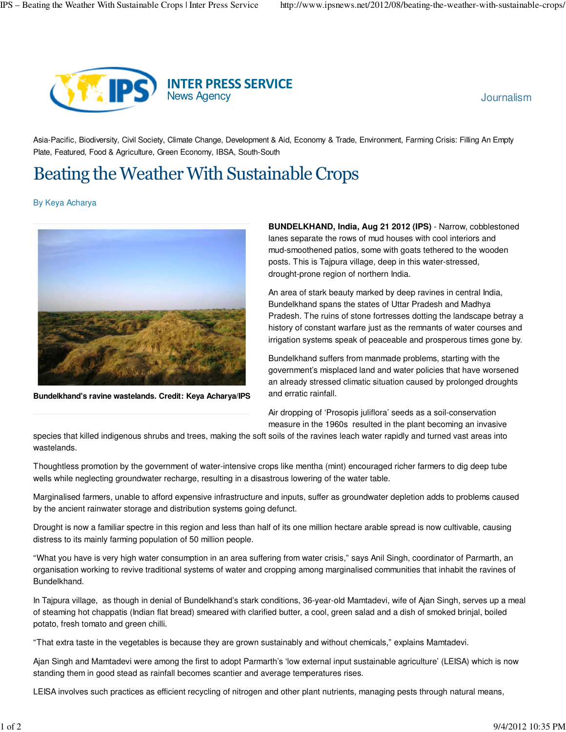Asia-Pacific, Biodiversity, Civil Society, Climate Change, Development & Aid, Economy & Trade, Environment, Farming Crisis: Filling An Empty Plate, Featured, Food & Agriculture, Green Economy, IBSA, South-South

# Beating the Weather With Sustainable Crops

By Keya Acharya

**Bundelkhand's ravine wastelands. Credit: Keya Acharya/IPS**

**BUNDELKHAND, India, Aug 21 2012 (IPS)** - Narrow, cobblestoned lanes separate the rows of mud houses with cool interiors and mud-smoothened patios, some with goats tethered to the wooden posts. This is Tajpura village, deep in this water-stressed, drought-prone region of northern India.

An area of stark beauty marked by deep ravines in central India, Bundelkhand spans the states of Uttar Pradesh and Madhya Pradesh. The ruins of stone fortresses dotting the landscape betray a history of constant warfare just as the remnants of water courses and irrigation systems speak of peaceable and prosperous times gone by.

Bundelkhand suffers from manmade problems, starting with the government's misplaced land and water policies that have worsened an already stressed climatic situation caused by prolonged droughts and erratic rainfall.

Air dropping of 'Prosopis juliflora' seeds as a soil-conservation measure in the 1960s resulted in the plant becoming an invasive species that killed indigenous shrubs and trees, making the soft soils of the ravines leach water rapidly and turned vast areas into wastelands.

Thoughtless promotion by the government of water-intensive crops like mentha (mint) encouraged richer farmers to dig deep tube wells while neglecting groundwater recharge, resulting in a disastrous lowering of the water table.

Marginalised farmers, unable to afford expensive infrastructure and inputs, suffer as groundwater depletion adds to problems caused by the ancient rainwater storage and distribution systems going defunct.

Drought is now a familiar spectre in this region and less than half of its one million hectare arable spread is now cultivable, causing distress to its mainly farming population of 50 million people.

"What you have is very high water consumption in an area suffering from water crisis," says Anil Singh, coordinator of Parmarth, an organisation working to revive traditional systems of water and cropping among marginalised communities that inhabit the ravines of Bundelkhand.

In Tajpura village, as though in denial of Bundelkhand's stark conditions, 36-year-old Mamtadevi, wife of Ajan Singh, serves up a meal of steaming hot chappatis (Indian flat bread) smeared with clarified butter, a cool, green salad and a dish of smoked brinjal, boiled potato, fresh tomato and green chilli.

"That extra taste in the vegetables is because they are grown sustainably and without chemicals," explains Mamtadevi.

Ajan Singh and Mamtadevi were among the first to adopt Parmarth's 'low external input sustainable agriculture' (LEISA) which is now standing them in good stead as rainfall becomes scantier and average temperatures rises.

LEISA involves such practices as efficient recycling of nitrogen and other plant nutrients, managing pests through natural means,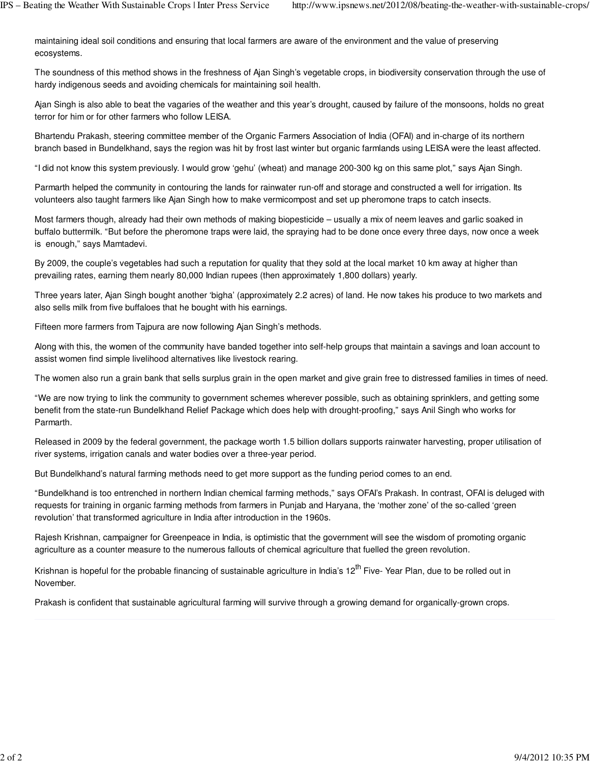maintaining ideal soil conditions and ensuring that local farmers are aware of the environment and the value of preserving ecosystems.

The soundness of this method shows in the freshness of Ajan Singh's vegetable crops, in biodiversity conservation through the use of hardy indigenous seeds and avoiding chemicals for maintaining soil health.

Ajan Singh is also able to beat the vagaries of the weather and this year's drought, caused by failure of the monsoons, holds no great terror for him or for other farmers who follow LEISA.

Bhartendu Prakash, steering committee member of the Organic Farmers Association of India (OFAI) and in-charge of its northern branch based in Bundelkhand, says the region was hit by frost last winter but organic farmlands using LEISA were the least affected.

"I did not know this system previously. I would grow 'gehu' (wheat) and manage 200-300 kg on this same plot," says Ajan Singh.

Parmarth helped the community in contouring the lands for rainwater run-off and storage and constructed a well for irrigation. Its volunteers also taught farmers like Ajan Singh how to make vermicompost and set up pheromone traps to catch insects.

Most farmers though, already had their own methods of making biopesticide – usually a mix of neem leaves and garlic soaked in buffalo buttermilk. "But before the pheromone traps were laid, the spraying had to be done once every three days, now once a week is enough," says Mamtadevi.

By 2009, the couple's vegetables had such a reputation for quality that they sold at the local market 10 km away at higher than prevailing rates, earning them nearly 80,000 Indian rupees (then approximately 1,800 dollars) yearly.

Three years later, Ajan Singh bought another 'bigha' (approximately 2.2 acres) of land. He now takes his produce to two markets and also sells milk from five buffaloes that he bought with his earnings.

Fifteen more farmers from Tajpura are now following Ajan Singh's methods.

Along with this, the women of the community have banded together into self-help groups that maintain a savings and loan account to assist women find simple livelihood alternatives like livestock rearing.

The women also run a grain bank that sells surplus grain in the open market and give grain free to distressed families in times of need.

"We are now trying to link the community to government schemes wherever possible, such as obtaining sprinklers, and getting some benefit from the state-run Bundelkhand Relief Package which does help with drought-proofing," says Anil Singh who works for Parmarth.

Released in 2009 by the federal government, the package worth 1.5 billion dollars supports rainwater harvesting, proper utilisation of river systems, irrigation canals and water bodies over a three-year period.

But Bundelkhand's natural farming methods need to get more support as the funding period comes to an end.

"Bundelkhand is too entrenched in northern Indian chemical farming methods," says OFAI's Prakash. In contrast, OFAI is deluged with requests for training in organic farming methods from farmers in Punjab and Haryana, the 'mother zone' of the so-called 'green revolution' that transformed agriculture in India after introduction in the 1960s.

Rajesh Krishnan, campaigner for Greenpeace in India, is optimistic that the government will see the wisdom of promoting organic agriculture as a counter measure to the numerous fallouts of chemical agriculture that fuelled the green revolution.

Krishnan is hopeful for the probable financing of sustainable agriculture in India's 12th Five- Year Plan, due to be rolled out in November.

Prakash is confident that sustainable agricultural farming will survive through a growing demand for organically-grown crops.